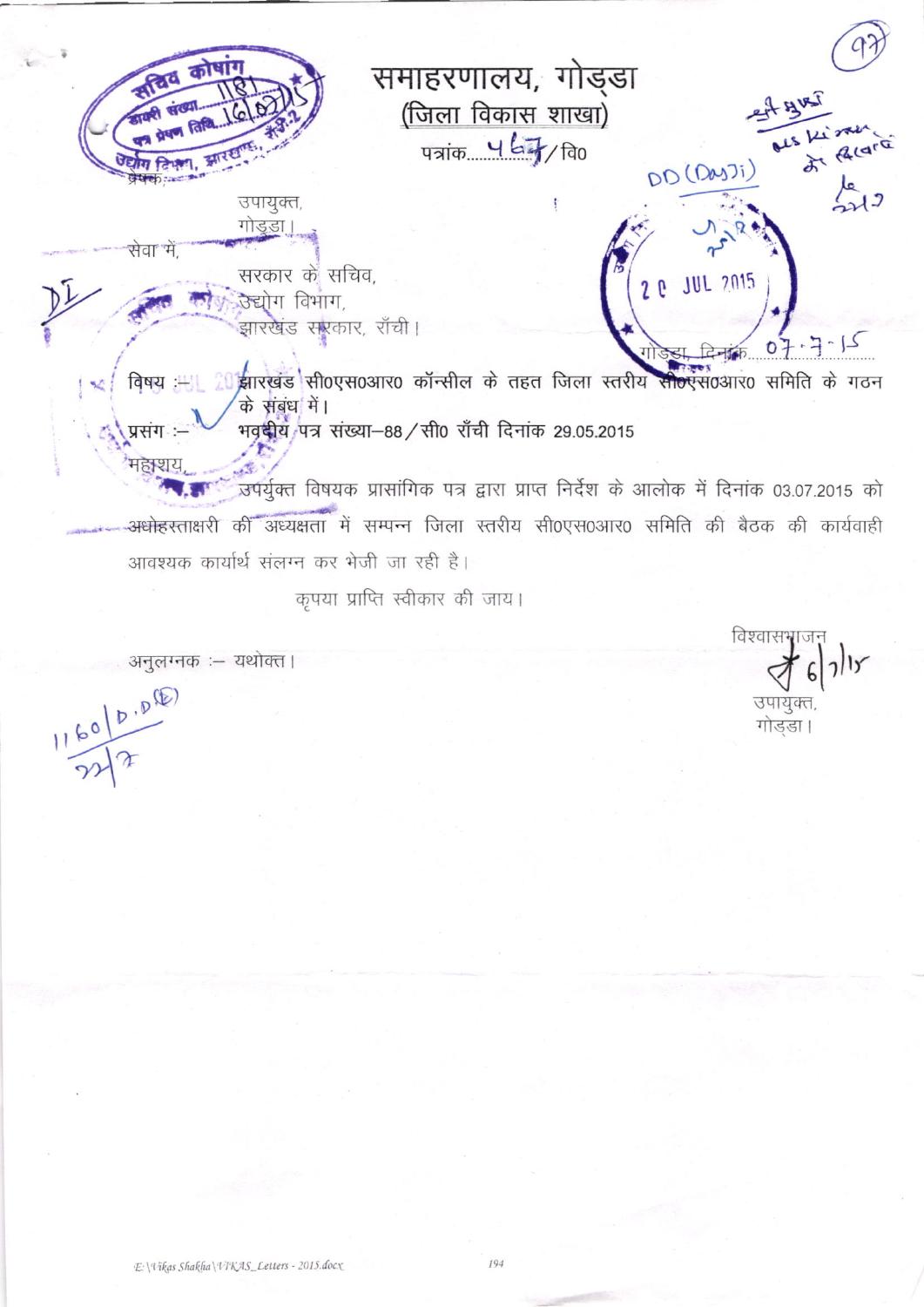# समाहरणालय, गोड्डा

## (जिला विकास शाखा)

पत्रांक 467/वि0

प्रेषक,

उपायुक्त,
गोड्डा।

सेवा में,

सरकार के सचिव,
उद्योग विभाग,
झारखंड सरकार, राँची।

गोड्डा, दिनांक 07.7.15

विषय :– झारखड सी0एस0आर0 कॉन्सील के तहत जिला स्तरीय सी0एस0आर0 समिति के गठन के संबंध में।

प्रसंग :– भवदीय पत्र संख्या–88/सी0 राँची दिनांक 29.05.2015

महाशय,

उपर्युक्त विषयक प्रासांगिक पत्र द्वारा प्राप्त निर्देश के आलोक में दिनांक 03.07.2015 को अधोहस्ताक्षरी की अध्यक्षता में सम्पन्न जिला स्तरीय सी0एस0आर0 समिति की बैठक की कार्यवाही आवश्यक कार्यार्थ संलग्न कर भेजी जा रही है।

कृपया प्राप्ति स्वीकार की जाय।

अनुलग्नक :– यथोक्त।

विश्वासभाजन

6/7/15

उपायुक्त,
गोड्डा।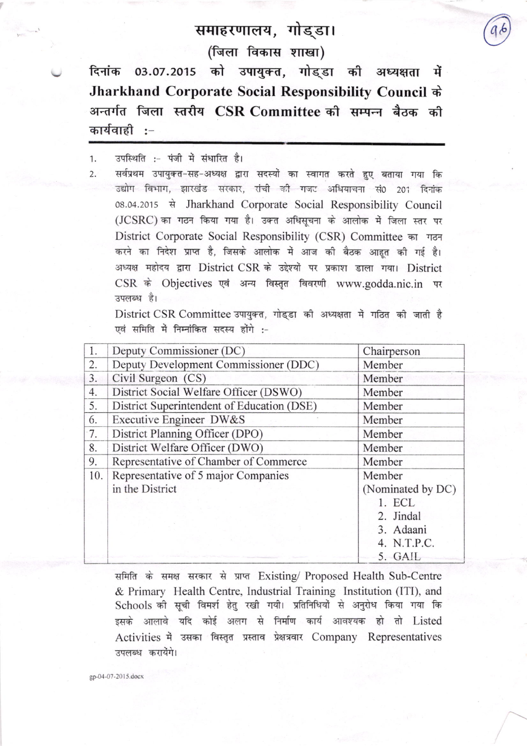# समाहरणालय, गोड्डा।

## (जिला विकास शाखा)

**दिनांक 03.07.2015 को उपायुक्त, गोड्डा की अध्यक्षता में Jharkhand Corporate Social Responsibility Council के अन्तर्गत जिला स्तरीय CSR Committee की सम्पन्न बैठक की कार्यवाही :-**

1. उपस्थिति :- पंजी में संधारित है।
2. सर्वप्रथम उपायुक्त-सह-अध्यक्ष द्वारा सदस्यों का स्वागत करते हुए बताया गया कि उद्योग विभाग, झारखंड सरकार, रांची की गजट अधिसूचना सं0 201 दिनांक 08.04.2015 से Jharkhand Corporate Social Responsibility Council (JCSRC) का गठन किया गया है। उक्त अधिसूचना के आलोक में जिला स्तर पर District Corporate Social Responsibility (CSR) Committee का गठन करने का निदेश प्राप्त है, जिसके आलोक में आज की बैठक आहूत की गई है। अध्यक्ष महोदय द्वारा District CSR के उद्देश्यों पर प्रकाश डाला गया। District CSR के Objectives एवं अन्य विस्तृत विवरणी www.godda.nic.in पर उपलब्ध है।

   District CSR Committee उपायुक्त, गोड्डा की अध्यक्षता में गठित की जाती है एवं समिति में निम्नांकित सदस्य होंगे :-

| | | |
|---|---|---|
| 1. | Deputy Commissioner (DC) | Chairperson |
| 2. | Deputy Development Commissioner (DDC) | Member |
| 3. | Civil Surgeon (CS) | Member |
| 4. | District Social Welfare Officer (DSWO) | Member |
| 5. | District Superintendent of Education (DSE) | Member |
| 6. | Executive Engineer DW&S | Member |
| 7. | District Planning Officer (DPO) | Member |
| 8. | District Welfare Officer (DWO) | Member |
| 9. | Representative of Chamber of Commerce | Member |
| 10. | Representative of 5 major Companies in the District | Member (Nominated by DC) 1. ECL 2. Jindal 3. Adaani 4. N.T.P.C. 5. GAIL |

   समिति के समक्ष सरकार से प्राप्त Existing/ Proposed Health Sub-Centre & Primary Health Centre, Industrial Training Institution (ITI), and Schools की सूची विमर्श हेतु रखी गयी। प्रतिनिधियों से अनुरोध किया गया कि इसके आलावे यदि कोई अलग से निर्माण कार्य आवश्यक हो तो Listed Activities में उसका विस्तृत प्रस्ताव प्रेक्षत्रवार Company Representatives उपलब्ध करायेंगे।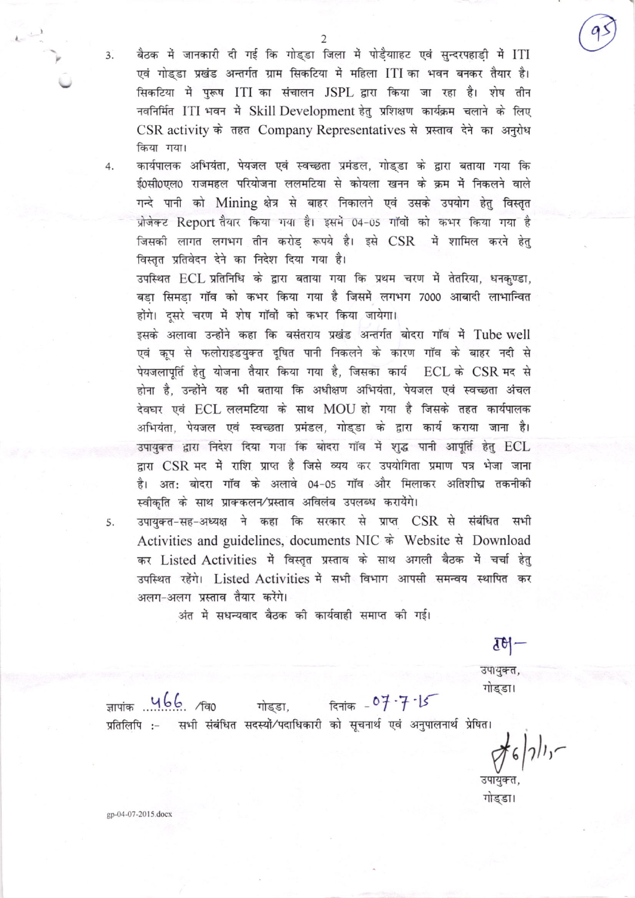3. बैठक में जानकारी दी गई कि गोड्डा जिला में पोड़ैयाहट एवं सुन्दरपहाड़ी में ITI एवं गोड्डा प्रखंड अन्तर्गत ग्राम सिकटिया में महिला ITI का भवन बनकर तैयार है। सिकटिया में पुरूष ITI का संचालन JSPL द्वारा किया जा रहा है। शेष तीन नवनिर्मित ITI भवन में Skill Development हेतु प्रशिक्षण कार्यक्रम चलाने के लिए CSR activity के तहत Company Representatives से प्रस्ताव देने का अनुरोध किया गया।

4. कार्यपालक अभियंता, पेयजल एवं स्वच्छता प्रमंडल, गोड्डा के द्वारा बताया गया कि ई०सी०एल० राजमहल परियोजना ललमटिया से कोयला खनन के क्रम में निकलने वाले गन्दे पानी को Mining क्षेत्र से बाहर निकालने एवं उसके उपयोग हेतु विस्तृत प्रोजेक्ट Report तैयार किया गया है। इसमें 04-05 गाँवों को कभर किया गया है जिसकी लागत लगभग तीन करोड़ रूपये है। इसे CSR में शामिल करने हेतु विस्तृत प्रतिवेदन देने का निदेश दिया गया है।

   उपस्थित ECL प्रतिनिधि के द्वारा बताया गया कि प्रथम चरण में तेतरिया, धनकुण्डा, बड़ा सिमड़ा गाँव को कभर किया गया है जिसमें लगभग 7000 आबादी लाभान्वित होंगे। दूसरे चरण में शेष गाँवों को कभर किया जायेगा।

   इसके अलावा उन्होंने कहा कि बसंतराय प्रखंड अन्तर्गत बोदरा गाँव में Tube well एवं कूप से फलोराइडयुक्त दूषित पानी निकलने के कारण गाँव के बाहर नदी से पेयजलापूर्ति हेतु योजना तैयार किया गया है, जिसका कार्य ECL के CSR मद से होना है, उन्होंने यह भी बताया कि अधीक्षण अभियंता, पेयजल एवं स्वच्छता अंचल देवघर एवं ECL ललमटिया के साथ MOU हो गया है जिसके तहत कार्यपालक अभियंता, पेयजल एवं स्वच्छता प्रमंडल, गोड्डा के द्वारा कार्य कराया जाना है। उपायुक्त द्वारा निदेश दिया गया कि बोदरा गाँव में शुद्ध पानी आपूर्ति हेतु ECL द्वारा CSR मद में राशि प्राप्त है जिसे व्यय कर उपयोगिता प्रमाण पत्र भेजा जाना है। अतः बोदरा गाँव के अलावे 04-05 गाँव और मिलाकर अतिशीघ्र तकनीकी स्वीकृति के साथ प्राक्कलन/प्रस्ताव अविलंब उपलब्ध करायेंगे।

5. उपायुक्त-सह-अध्यक्ष ने कहा कि सरकार से प्राप्त CSR से संबंधित सभी Activities and guidelines, documents NIC के Website से Download कर Listed Activities में विस्तृत प्रस्ताव के साथ अगली बैठक में चर्चा हेतु उपस्थित रहेंगे। Listed Activities में सभी विभाग आपसी समन्वय स्थापित कर अलग-अलग प्रस्ताव तैयार करेंगे।

अंत में सधन्यवाद बैठक की कार्यवाही समाप्त की गई।

ह०/-

उपायुक्त,
गोड्डा।

ज्ञापांक 466 /वि० गोड्डा, दिनांक - 07·7·15

प्रतिलिपि :- सभी संबंधित सदस्यों/पदाधिकारी को सूचनार्थ एवं अनुपालनार्थ प्रेषित।

ह०/- 6/7/15

उपायुक्त,
गोड्डा।

gp-04-07-2015.docx